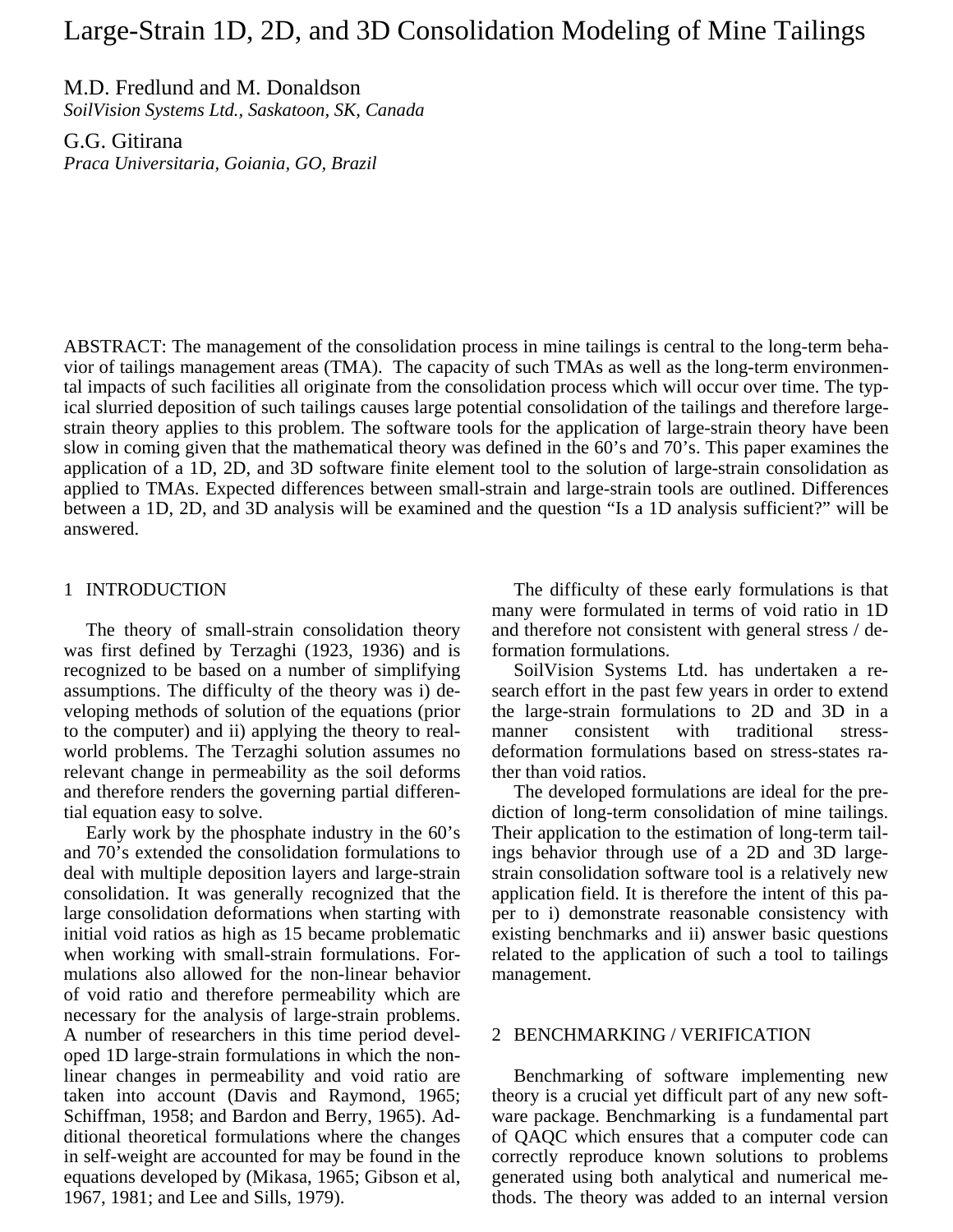# Large-Strain 1D, 2D, and 3D Consolidation Modeling of Mine Tailings

M.D. Fredlund and M. Donaldson
*SoilVision Systems Ltd., Saskatoon, SK, Canada*

G.G. Gitirana
*Praca Universitaria, Goiania, GO, Brazil*

ABSTRACT: The management of the consolidation process in mine tailings is central to the long-term behavior of tailings management areas (TMA). The capacity of such TMAs as well as the long-term environmental impacts of such facilities all originate from the consolidation process which will occur over time. The typical slurried deposition of such tailings causes large potential consolidation of the tailings and therefore large-strain theory applies to this problem. The software tools for the application of large-strain theory have been slow in coming given that the mathematical theory was defined in the 60's and 70's. This paper examines the application of a 1D, 2D, and 3D software finite element tool to the solution of large-strain consolidation as applied to TMAs. Expected differences between small-strain and large-strain tools are outlined. Differences between a 1D, 2D, and 3D analysis will be examined and the question "Is a 1D analysis sufficient?" will be answered.

## 1 INTRODUCTION

The theory of small-strain consolidation theory was first defined by Terzaghi (1923, 1936) and is recognized to be based on a number of simplifying assumptions. The difficulty of the theory was i) developing methods of solution of the equations (prior to the computer) and ii) applying the theory to real-world problems. The Terzaghi solution assumes no relevant change in permeability as the soil deforms and therefore renders the governing partial differential equation easy to solve.

Early work by the phosphate industry in the 60's and 70's extended the consolidation formulations to deal with multiple deposition layers and large-strain consolidation. It was generally recognized that the large consolidation deformations when starting with initial void ratios as high as 15 became problematic when working with small-strain formulations. Formulations also allowed for the non-linear behavior of void ratio and therefore permeability which are necessary for the analysis of large-strain problems. A number of researchers in this time period developed 1D large-strain formulations in which the non-linear changes in permeability and void ratio are taken into account (Davis and Raymond, 1965; Schiffman, 1958; and Bardon and Berry, 1965). Additional theoretical formulations where the changes in self-weight are accounted for may be found in the equations developed by (Mikasa, 1965; Gibson et al, 1967, 1981; and Lee and Sills, 1979).

The difficulty of these early formulations is that many were formulated in terms of void ratio in 1D and therefore not consistent with general stress / deformation formulations.

SoilVision Systems Ltd. has undertaken a research effort in the past few years in order to extend the large-strain formulations to 2D and 3D in a manner consistent with traditional stress-deformation formulations based on stress-states rather than void ratios.

The developed formulations are ideal for the prediction of long-term consolidation of mine tailings. Their application to the estimation of long-term tailings behavior through use of a 2D and 3D large-strain consolidation software tool is a relatively new application field. It is therefore the intent of this paper to i) demonstrate reasonable consistency with existing benchmarks and ii) answer basic questions related to the application of such a tool to tailings management.

## 2 BENCHMARKING / VERIFICATION

Benchmarking of software implementing new theory is a crucial yet difficult part of any new software package. Benchmarking is a fundamental part of QAQC which ensures that a computer code can correctly reproduce known solutions to problems generated using both analytical and numerical methods. The theory was added to an internal version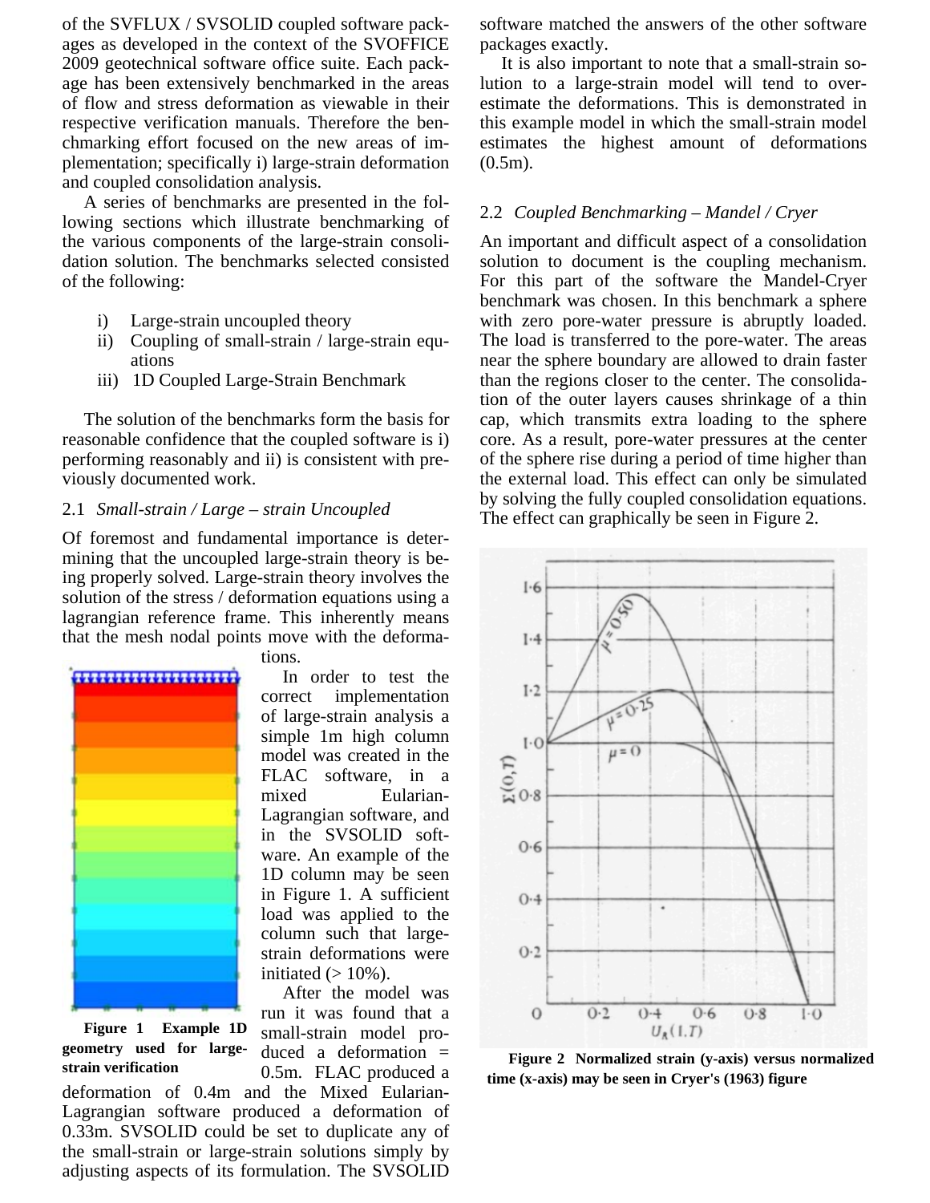of the SVFLUX / SVSOLID coupled software packages as developed in the context of the SVOFFICE 2009 geotechnical software office suite. Each package has been extensively benchmarked in the areas of flow and stress deformation as viewable in their respective verification manuals. Therefore the benchmarking effort focused on the new areas of implementation; specifically i) large-strain deformation and coupled consolidation analysis.

A series of benchmarks are presented in the following sections which illustrate benchmarking of the various components of the large-strain consolidation solution. The benchmarks selected consisted of the following:

i) Large-strain uncoupled theory
ii) Coupling of small-strain / large-strain equations
iii) 1D Coupled Large-Strain Benchmark

The solution of the benchmarks form the basis for reasonable confidence that the coupled software is i) performing reasonably and ii) is consistent with previously documented work.

## 2.1 *Small-strain / Large – strain Uncoupled*

Of foremost and fundamental importance is determining that the uncoupled large-strain theory is being properly solved. Large-strain theory involves the solution of the stress / deformation equations using a lagrangian reference frame. This inherently means that the mesh nodal points move with the deformations.

In order to test the correct implementation of large-strain analysis a simple 1m high column model was created in the FLAC software, in a mixed Eularian-Lagrangian software, and in the SVSOLID software. An example of the 1D column may be seen in Figure 1. A sufficient load was applied to the column such that large-strain deformations were initiated (> 10%).

**Figure 1 Example 1D geometry used for large-strain verification**

After the model was run it was found that a small-strain model produced a deformation = 0.5m. FLAC produced a deformation of 0.4m and the Mixed Eularian-Lagrangian software produced a deformation of 0.33m. SVSOLID could be set to duplicate any of the small-strain or large-strain solutions simply by adjusting aspects of its formulation. The SVSOLID software matched the answers of the other software packages exactly.

It is also important to note that a small-strain solution to a large-strain model will tend to overestimate the deformations. This is demonstrated in this example model in which the small-strain model estimates the highest amount of deformations (0.5m).

## 2.2 *Coupled Benchmarking – Mandel / Cryer*

An important and difficult aspect of a consolidation solution to document is the coupling mechanism. For this part of the software the Mandel-Cryer benchmark was chosen. In this benchmark a sphere with zero pore-water pressure is abruptly loaded. The load is transferred to the pore-water. The areas near the sphere boundary are allowed to drain faster than the regions closer to the center. The consolidation of the outer layers causes shrinkage of a thin cap, which transmits extra loading to the sphere core. As a result, pore-water pressures at the center of the sphere rise during a period of time higher than the external load. This effect can only be simulated by solving the fully coupled consolidation equations. The effect can graphically be seen in Figure 2.

**Figure 2 Normalized strain (y-axis) versus normalized time (x-axis) may be seen in Cryer's (1963) figure**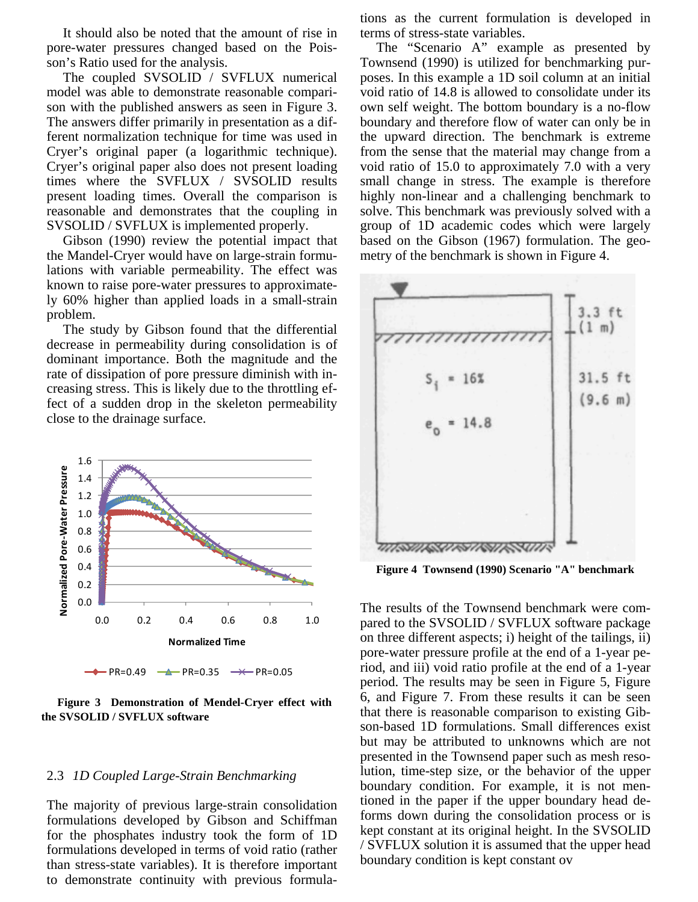It should also be noted that the amount of rise in pore-water pressures changed based on the Poisson's Ratio used for the analysis.

The coupled SVSOLID / SVFLUX numerical model was able to demonstrate reasonable comparison with the published answers as seen in Figure 3. The answers differ primarily in presentation as a different normalization technique for time was used in Cryer's original paper (a logarithmic technique). Cryer's original paper also does not present loading times where the SVFLUX / SVSOLID results present loading times. Overall the comparison is reasonable and demonstrates that the coupling in SVSOLID / SVFLUX is implemented properly.

Gibson (1990) review the potential impact that the Mandel-Cryer would have on large-strain formulations with variable permeability. The effect was known to raise pore-water pressures to approximately 60% higher than applied loads in a small-strain problem.

The study by Gibson found that the differential decrease in permeability during consolidation is of dominant importance. Both the magnitude and the rate of dissipation of pore pressure diminish with increasing stress. This is likely due to the throttling effect of a sudden drop in the skeleton permeability close to the drainage surface.

**Figure 3 Demonstration of Mendel-Cryer effect with the SVSOLID / SVFLUX software**

### 2.3 *1D Coupled Large-Strain Benchmarking*

The majority of previous large-strain consolidation formulations developed by Gibson and Schiffman for the phosphates industry took the form of 1D formulations developed in terms of void ratio (rather than stress-state variables). It is therefore important to demonstrate continuity with previous formulations as the current formulation is developed in terms of stress-state variables.

The "Scenario A" example as presented by Townsend (1990) is utilized for benchmarking purposes. In this example a 1D soil column at an initial void ratio of 14.8 is allowed to consolidate under its own self weight. The bottom boundary is a no-flow boundary and therefore flow of water can only be in the upward direction. The benchmark is extreme from the sense that the material may change from a void ratio of 15.0 to approximately 7.0 with a very small change in stress. The example is therefore highly non-linear and a challenging benchmark to solve. This benchmark was previously solved with a group of 1D academic codes which were largely based on the Gibson (1967) formulation. The geometry of the benchmark is shown in Figure 4.

**Figure 4 Townsend (1990) Scenario "A" benchmark**

The results of the Townsend benchmark were compared to the SVSOLID / SVFLUX software package on three different aspects; i) height of the tailings, ii) pore-water pressure profile at the end of a 1-year period, and iii) void ratio profile at the end of a 1-year period. The results may be seen in Figure 5, Figure 6, and Figure 7. From these results it can be seen that there is reasonable comparison to existing Gibson-based 1D formulations. Small differences exist but may be attributed to unknowns which are not presented in the Townsend paper such as mesh resolution, time-step size, or the behavior of the upper boundary condition. For example, it is not mentioned in the paper if the upper boundary head deforms down during the consolidation process or is kept constant at its original height. In the SVSOLID / SVFLUX solution it is assumed that the upper head boundary condition is kept constant ov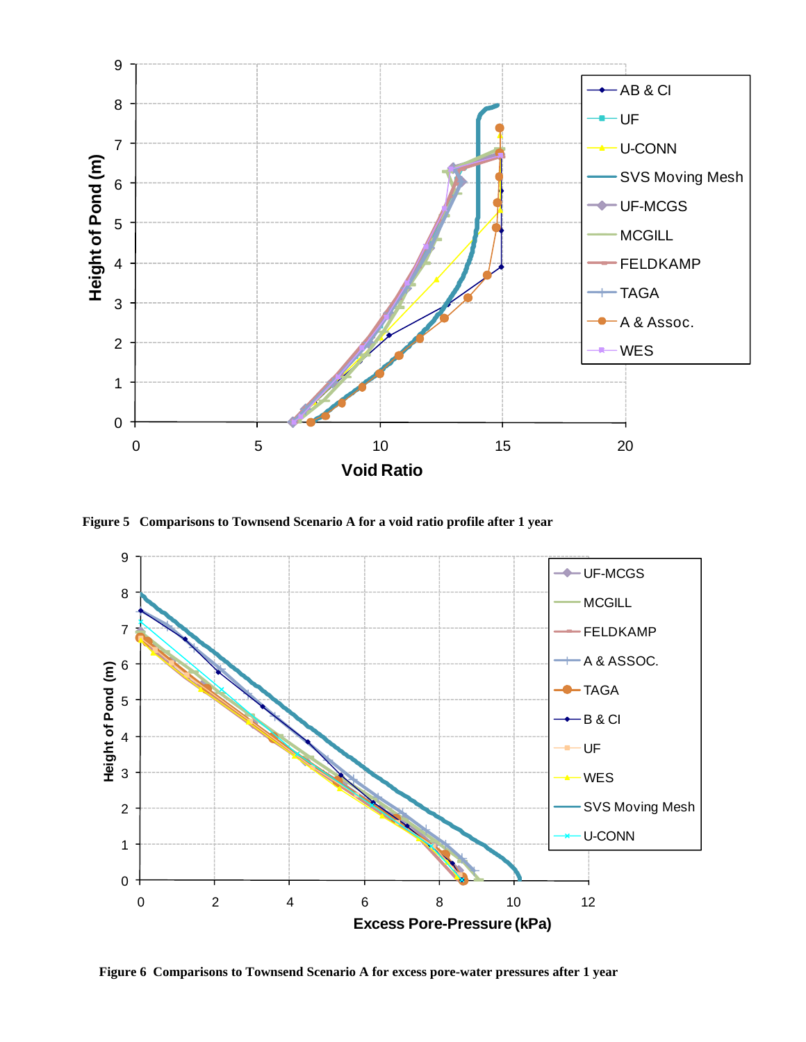**Figure 5 Comparisons to Townsend Scenario A for a void ratio profile after 1 year**

**Figure 6 Comparisons to Townsend Scenario A for excess pore-water pressures after 1 year**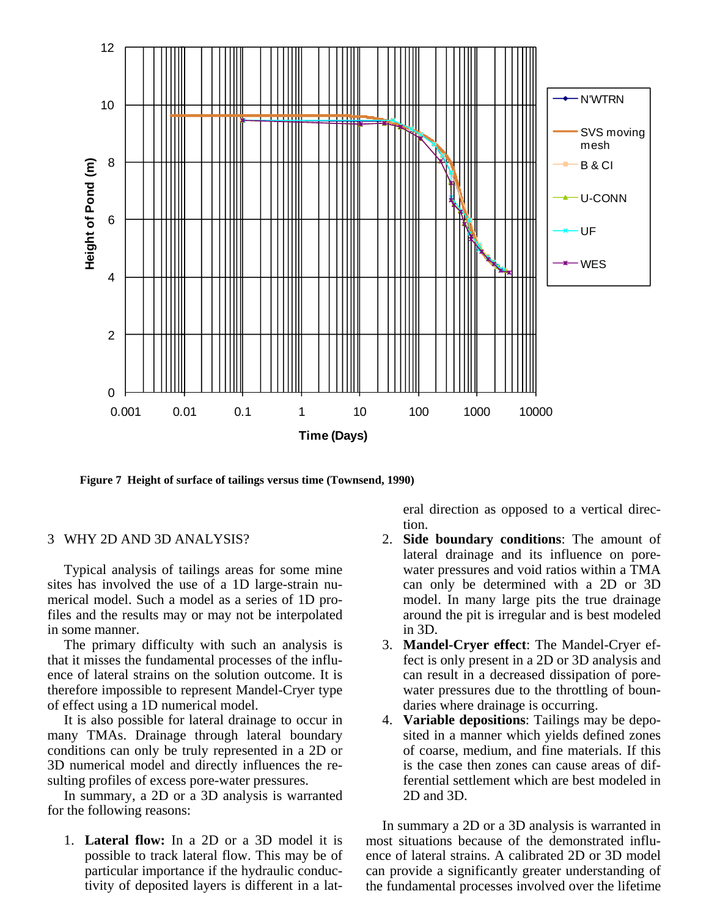Figure 7 Height of surface of tailings versus time (Townsend, 1990)

## 3 WHY 2D AND 3D ANALYSIS?

Typical analysis of tailings areas for some mine sites has involved the use of a 1D large-strain numerical model. Such a model as a series of 1D profiles and the results may or may not be interpolated in some manner.

The primary difficulty with such an analysis is that it misses the fundamental processes of the influence of lateral strains on the solution outcome. It is therefore impossible to represent Mandel-Cryer type of effect using a 1D numerical model.

It is also possible for lateral drainage to occur in many TMAs. Drainage through lateral boundary conditions can only be truly represented in a 2D or 3D numerical model and directly influences the resulting profiles of excess pore-water pressures.

In summary, a 2D or a 3D analysis is warranted for the following reasons:

1. **Lateral flow:** In a 2D or a 3D model it is possible to track lateral flow. This may be of particular importance if the hydraulic conductivity of deposited layers is different in a lateral direction as opposed to a vertical direction.
2. **Side boundary conditions**: The amount of lateral drainage and its influence on pore-water pressures and void ratios within a TMA can only be determined with a 2D or 3D model. In many large pits the true drainage around the pit is irregular and is best modeled in 3D.
3. **Mandel-Cryer effect**: The Mandel-Cryer effect is only present in a 2D or 3D analysis and can result in a decreased dissipation of pore-water pressures due to the throttling of boundaries where drainage is occurring.
4. **Variable depositions**: Tailings may be deposited in a manner which yields defined zones of coarse, medium, and fine materials. If this is the case then zones can cause areas of differential settlement which are best modeled in 2D and 3D.

In summary a 2D or a 3D analysis is warranted in most situations because of the demonstrated influence of lateral strains. A calibrated 2D or 3D model can provide a significantly greater understanding of the fundamental processes involved over the lifetime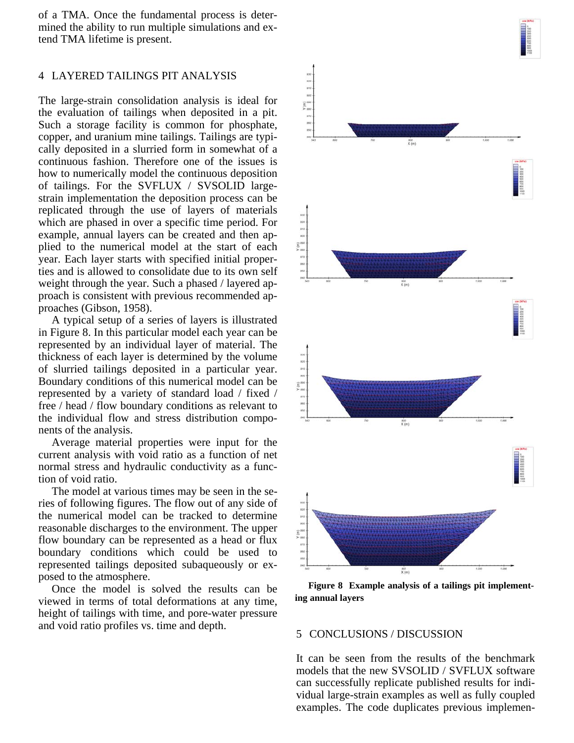of a TMA. Once the fundamental process is determined the ability to run multiple simulations and extend TMA lifetime is present.

## 4 LAYERED TAILINGS PIT ANALYSIS

The large-strain consolidation analysis is ideal for the evaluation of tailings when deposited in a pit. Such a storage facility is common for phosphate, copper, and uranium mine tailings. Tailings are typically deposited in a slurried form in somewhat of a continuous fashion. Therefore one of the issues is how to numerically model the continuous deposition of tailings. For the SVFLUX / SVSOLID large-strain implementation the deposition process can be replicated through the use of layers of materials which are phased in over a specific time period. For example, annual layers can be created and then applied to the numerical model at the start of each year. Each layer starts with specified initial properties and is allowed to consolidate due to its own self weight through the year. Such a phased / layered approach is consistent with previous recommended approaches (Gibson, 1958).

A typical setup of a series of layers is illustrated in Figure 8. In this particular model each year can be represented by an individual layer of material. The thickness of each layer is determined by the volume of slurried tailings deposited in a particular year. Boundary conditions of this numerical model can be represented by a variety of standard load / fixed / free / head / flow boundary conditions as relevant to the individual flow and stress distribution components of the analysis.

Average material properties were input for the current analysis with void ratio as a function of net normal stress and hydraulic conductivity as a function of void ratio.

The model at various times may be seen in the series of following figures. The flow out of any side of the numerical model can be tracked to determine reasonable discharges to the environment. The upper flow boundary can be represented as a head or flux boundary conditions which could be used to represented tailings deposited subaqueously or exposed to the atmosphere.

Once the model is solved the results can be viewed in terms of total deformations at any time, height of tailings with time, and pore-water pressure and void ratio profiles vs. time and depth.

**Figure 8 Example analysis of a tailings pit implementing annual layers**

## 5 CONCLUSIONS / DISCUSSION

It can be seen from the results of the benchmark models that the new SVSOLID / SVFLUX software can successfully replicate published results for individual large-strain examples as well as fully coupled examples. The code duplicates previous implemen-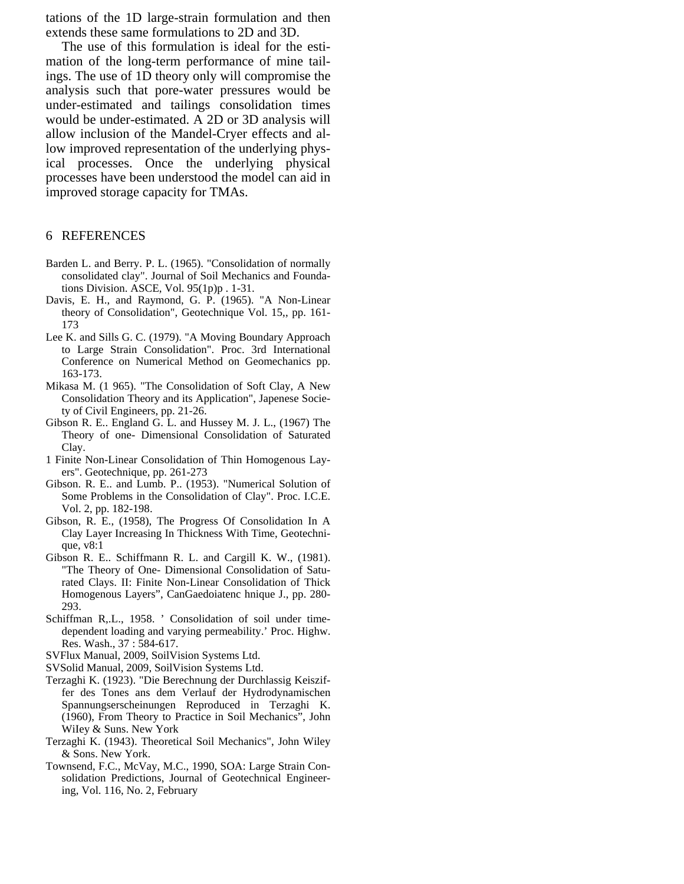tations of the 1D large-strain formulation and then extends these same formulations to 2D and 3D.

The use of this formulation is ideal for the estimation of the long-term performance of mine tailings. The use of 1D theory only will compromise the analysis such that pore-water pressures would be under-estimated and tailings consolidation times would be under-estimated. A 2D or 3D analysis will allow inclusion of the Mandel-Cryer effects and allow improved representation of the underlying physical processes. Once the underlying physical processes have been understood the model can aid in improved storage capacity for TMAs.

## 6 REFERENCES

Barden L. and Berry. P. L. (1965). "Consolidation of normally consolidated clay". Journal of Soil Mechanics and Foundations Division. ASCE, Vol. 95(1p)p . 1-31.

Davis, E. H., and Raymond, G. P. (1965). "A Non-Linear theory of Consolidation", Geotechnique Vol. 15,, pp. 161-173

Lee K. and Sills G. C. (1979). "A Moving Boundary Approach to Large Strain Consolidation". Proc. 3rd International Conference on Numerical Method on Geomechanics pp. 163-173.

Mikasa M. (1 965). "The Consolidation of Soft Clay, A New Consolidation Theory and its Application", Japenese Society of Civil Engineers, pp. 21-26.

Gibson R. E.. England G. L. and Hussey M. J. L., (1967) The Theory of one- Dimensional Consolidation of Saturated Clay.

1 Finite Non-Linear Consolidation of Thin Homogenous Layers". Geotechnique, pp. 261-273

Gibson. R. E.. and Lumb. P.. (1953). "Numerical Solution of Some Problems in the Consolidation of Clay". Proc. I.C.E. Vol. 2, pp. 182-198.

Gibson, R. E., (1958), The Progress Of Consolidation In A Clay Layer Increasing In Thickness With Time, Geotechnique, v8:1

Gibson R. E.. Schiffmann R. L. and Cargill K. W., (1981). "The Theory of One- Dimensional Consolidation of Saturated Clays. II: Finite Non-Linear Consolidation of Thick Homogenous Layers", CanGaedoiatenc hnique J., pp. 280-293.

Schiffman R,.L., 1958. ' Consolidation of soil under time-dependent loading and varying permeability.' Proc. Highw. Res. Wash., 37 : 584-617.

SVFlux Manual, 2009, SoilVision Systems Ltd.

SVSolid Manual, 2009, SoilVision Systems Ltd.

Terzaghi K. (1923). "Die Berechnung der Durchlassig Keisziffer des Tones ans dem Verlauf der Hydrodynamischen Spannungserscheinungen Reproduced in Terzaghi K. (1960), From Theory to Practice in Soil Mechanics", John WiIey & Suns. New York

Terzaghi K. (1943). Theoretical Soil Mechanics", John Wiley & Sons. New York.

Townsend, F.C., McVay, M.C., 1990, SOA: Large Strain Consolidation Predictions, Journal of Geotechnical Engineering, Vol. 116, No. 2, February